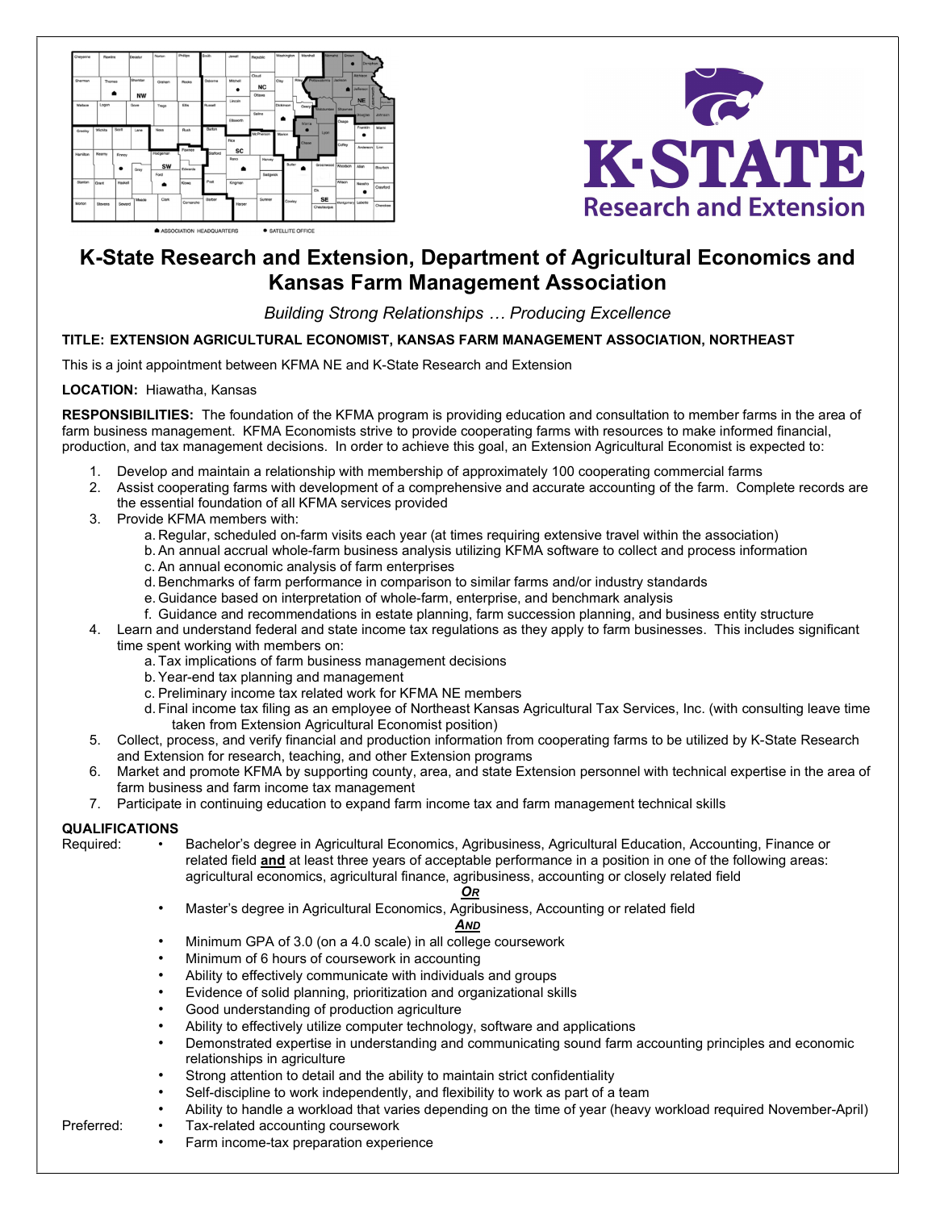# K-State Research and Extension, Department of Agricultural Economics and Kansas Farm Management Association

*Building Strong Relationships … Producing Excellence*

**TITLE: EXTENSION AGRICULTURAL ECONOMIST, KANSAS FARM MANAGEMENT ASSOCIATION, NORTHEAST**

This is a joint appointment between KFMA NE and K-State Research and Extension

**LOCATION:** Hiawatha, Kansas

**RESPONSIBILITIES:** The foundation of the KFMA program is providing education and consultation to member farms in the area of farm business management. KFMA Economists strive to provide cooperating farms with resources to make informed financial, production, and tax management decisions. In order to achieve this goal, an Extension Agricultural Economist is expected to:

1. Develop and maintain a relationship with membership of approximately 100 cooperating commercial farms
2. Assist cooperating farms with development of a comprehensive and accurate accounting of the farm. Complete records are the essential foundation of all KFMA services provided
3. Provide KFMA members with:
   a. Regular, scheduled on-farm visits each year (at times requiring extensive travel within the association)
   b. An annual accrual whole-farm business analysis utilizing KFMA software to collect and process information
   c. An annual economic analysis of farm enterprises
   d. Benchmarks of farm performance in comparison to similar farms and/or industry standards
   e. Guidance based on interpretation of whole-farm, enterprise, and benchmark analysis
   f. Guidance and recommendations in estate planning, farm succession planning, and business entity structure
4. Learn and understand federal and state income tax regulations as they apply to farm businesses. This includes significant time spent working with members on:
   a. Tax implications of farm business management decisions
   b. Year-end tax planning and management
   c. Preliminary income tax related work for KFMA NE members
   d. Final income tax filing as an employee of Northeast Kansas Agricultural Tax Services, Inc. (with consulting leave time taken from Extension Agricultural Economist position)
5. Collect, process, and verify financial and production information from cooperating farms to be utilized by K-State Research and Extension for research, teaching, and other Extension programs
6. Market and promote KFMA by supporting county, area, and state Extension personnel with technical expertise in the area of farm business and farm income tax management
7. Participate in continuing education to expand farm income tax and farm management technical skills

**QUALIFICATIONS**

Required:

- Bachelor's degree in Agricultural Economics, Agribusiness, Agricultural Education, Accounting, Finance or related field **and** at least three years of acceptable performance in a position in one of the following areas: agricultural economics, agricultural finance, agribusiness, accounting or closely related field

  ***OR***

- Master's degree in Agricultural Economics, Agribusiness, Accounting or related field

  ***AND***

- Minimum GPA of 3.0 (on a 4.0 scale) in all college coursework
- Minimum of 6 hours of coursework in accounting
- Ability to effectively communicate with individuals and groups
- Evidence of solid planning, prioritization and organizational skills
- Good understanding of production agriculture
- Ability to effectively utilize computer technology, software and applications
- Demonstrated expertise in understanding and communicating sound farm accounting principles and economic relationships in agriculture
- Strong attention to detail and the ability to maintain strict confidentiality
- Self-discipline to work independently, and flexibility to work as part of a team
- Ability to handle a workload that varies depending on the time of year (heavy workload required November-April)

Preferred:

- Tax-related accounting coursework
- Farm income-tax preparation experience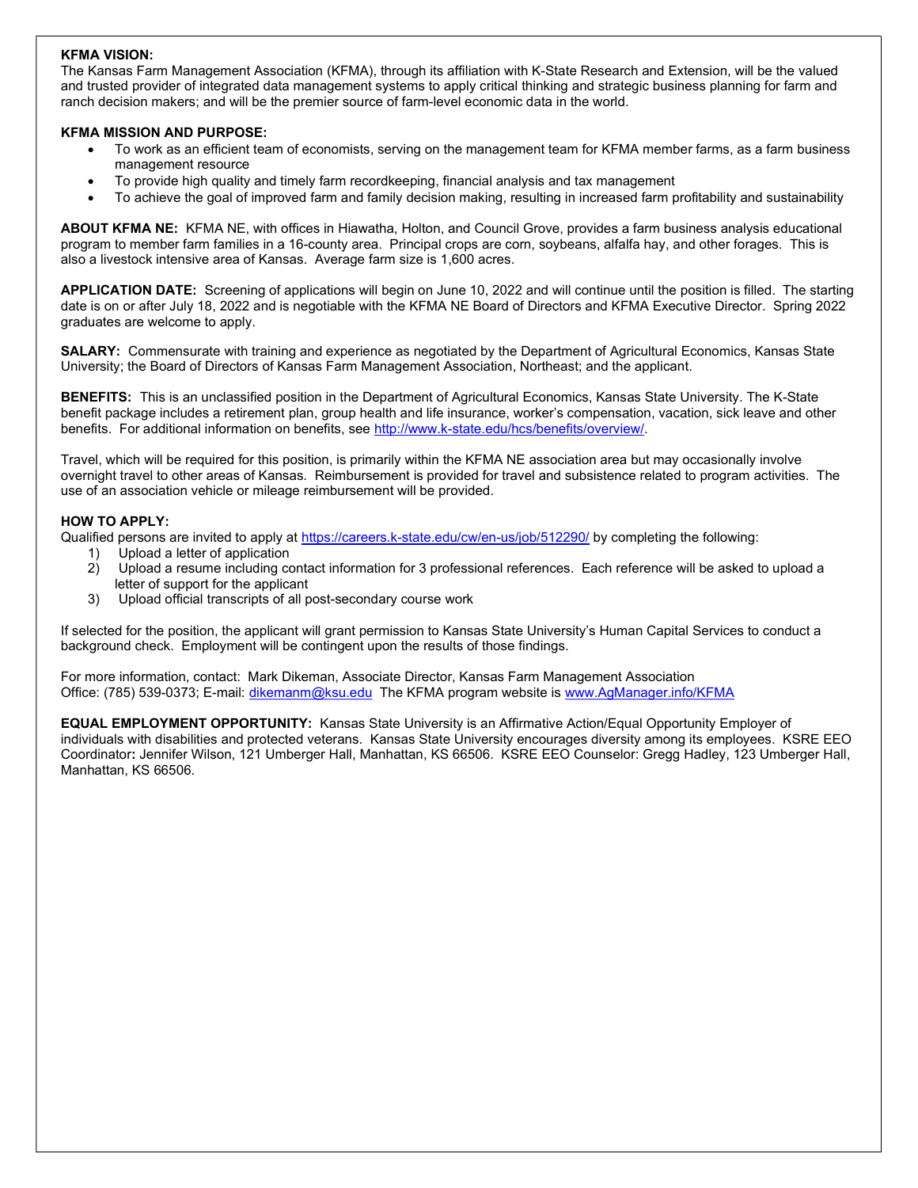**KFMA VISION:**
The Kansas Farm Management Association (KFMA), through its affiliation with K-State Research and Extension, will be the valued and trusted provider of integrated data management systems to apply critical thinking and strategic business planning for farm and ranch decision makers; and will be the premier source of farm-level economic data in the world.

**KFMA MISSION AND PURPOSE:**

- To work as an efficient team of economists, serving on the management team for KFMA member farms, as a farm business management resource
- To provide high quality and timely farm recordkeeping, financial analysis and tax management
- To achieve the goal of improved farm and family decision making, resulting in increased farm profitability and sustainability

**ABOUT KFMA NE:** KFMA NE, with offices in Hiawatha, Holton, and Council Grove, provides a farm business analysis educational program to member farm families in a 16-county area. Principal crops are corn, soybeans, alfalfa hay, and other forages. This is also a livestock intensive area of Kansas. Average farm size is 1,600 acres.

**APPLICATION DATE:** Screening of applications will begin on June 10, 2022 and will continue until the position is filled. The starting date is on or after July 18, 2022 and is negotiable with the KFMA NE Board of Directors and KFMA Executive Director. Spring 2022 graduates are welcome to apply.

**SALARY:** Commensurate with training and experience as negotiated by the Department of Agricultural Economics, Kansas State University; the Board of Directors of Kansas Farm Management Association, Northeast; and the applicant.

**BENEFITS:** This is an unclassified position in the Department of Agricultural Economics, Kansas State University. The K-State benefit package includes a retirement plan, group health and life insurance, worker's compensation, vacation, sick leave and other benefits. For additional information on benefits, see http://www.k-state.edu/hcs/benefits/overview/.

Travel, which will be required for this position, is primarily within the KFMA NE association area but may occasionally involve overnight travel to other areas of Kansas. Reimbursement is provided for travel and subsistence related to program activities. The use of an association vehicle or mileage reimbursement will be provided.

**HOW TO APPLY:**
Qualified persons are invited to apply at https://careers.k-state.edu/cw/en-us/job/512290/ by completing the following:

1) Upload a letter of application
2) Upload a resume including contact information for 3 professional references. Each reference will be asked to upload a letter of support for the applicant
3) Upload official transcripts of all post-secondary course work

If selected for the position, the applicant will grant permission to Kansas State University's Human Capital Services to conduct a background check. Employment will be contingent upon the results of those findings.

For more information, contact: Mark Dikeman, Associate Director, Kansas Farm Management Association
Office: (785) 539-0373; E-mail: dikemanm@ksu.edu The KFMA program website is www.AgManager.info/KFMA

**EQUAL EMPLOYMENT OPPORTUNITY:** Kansas State University is an Affirmative Action/Equal Opportunity Employer of individuals with disabilities and protected veterans. Kansas State University encourages diversity among its employees. KSRE EEO Coordinator**:** Jennifer Wilson, 121 Umberger Hall, Manhattan, KS 66506. KSRE EEO Counselor: Gregg Hadley, 123 Umberger Hall, Manhattan, KS 66506.